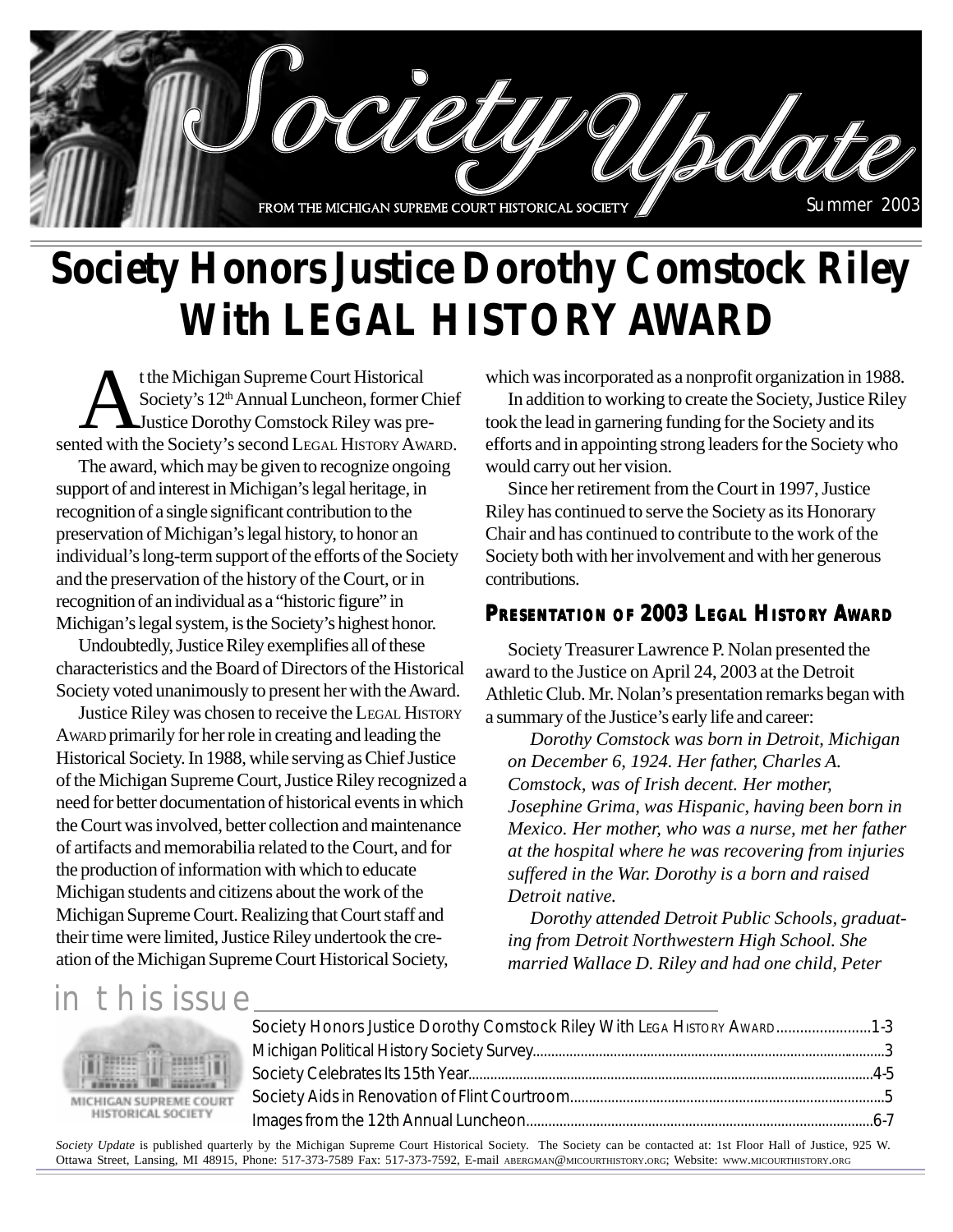# Society Update

FROM THE MICHIGAN SUPREME COURT HISTORICAL SOCIETY

Summer 2003

# Society Honors Justice Dorothy Comstock Riley With LEGAL HISTORY AWARD

At the Michigan Supreme Court Historical Society's 12th Annual Luncheon, former Chief Justice Dorothy Comstock Riley was presented with the Society's second LEGAL HISTORY AWARD.

The award, which may be given to recognize ongoing support of and interest in Michigan's legal heritage, in recognition of a single significant contribution to the preservation of Michigan's legal history, to honor an individual's long-term support of the efforts of the Society and the preservation of the history of the Court, or in recognition of an individual as a "historic figure" in Michigan's legal system, is the Society's highest honor.

Undoubtedly, Justice Riley exemplifies all of these characteristics and the Board of Directors of the Historical Society voted unanimously to present her with the Award.

Justice Riley was chosen to receive the LEGAL HISTORY AWARD primarily for her role in creating and leading the Historical Society. In 1988, while serving as Chief Justice of the Michigan Supreme Court, Justice Riley recognized a need for better documentation of historical events in which the Court was involved, better collection and maintenance of artifacts and memorabilia related to the Court, and for the production of information with which to educate Michigan students and citizens about the work of the Michigan Supreme Court. Realizing that Court staff and their time were limited, Justice Riley undertook the creation of the Michigan Supreme Court Historical Society, which was incorporated as a nonprofit organization in 1988.

In addition to working to create the Society, Justice Riley took the lead in garnering funding for the Society and its efforts and in appointing strong leaders for the Society who would carry out her vision.

Since her retirement from the Court in 1997, Justice Riley has continued to serve the Society as its Honorary Chair and has continued to contribute to the work of the Society both with her involvement and with her generous contributions.

## PRESENTATION OF 2003 LEGAL HISTORY AWARD

Society Treasurer Lawrence P. Nolan presented the award to the Justice on April 24, 2003 at the Detroit Athletic Club. Mr. Nolan's presentation remarks began with a summary of the Justice's early life and career:

*Dorothy Comstock was born in Detroit, Michigan on December 6, 1924. Her father, Charles A. Comstock, was of Irish decent. Her mother, Josephine Grima, was Hispanic, having been born in Mexico. Her mother, who was a nurse, met her father at the hospital where he was recovering from injuries suffered in the War. Dorothy is a born and raised Detroit native.*

*Dorothy attended Detroit Public Schools, graduating from Detroit Northwestern High School. She married Wallace D. Riley and had one child, Peter*

## in this issue

MICHIGAN SUPREME COURT HISTORICAL SOCIETY

- Society Honors Justice Dorothy Comstock Riley With LEGA HISTORY AWARD........................1-3
- Michigan Political History Society Survey..........................................................................................3
- Society Celebrates Its 15th Year.........................................................................................................4-5
- Society Aids in Renovation of Flint Courtroom....................................................................................5
- Images from the 12th Annual Luncheon.............................................................................................6-7

*Society Update* is published quarterly by the Michigan Supreme Court Historical Society. The Society can be contacted at: 1st Floor Hall of Justice, 925 W. Ottawa Street, Lansing, MI 48915, Phone: 517-373-7589 Fax: 517-373-7592, E-mail ABERGMAN@MICOURTHISTORY.ORG; Website: WWW.MICOURTHISTORY.ORG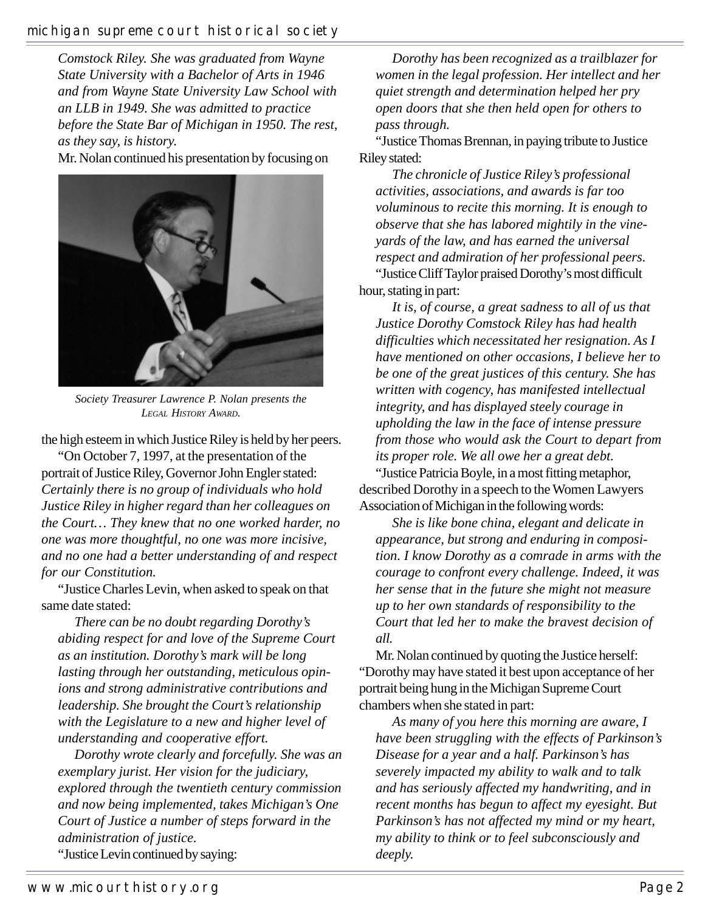*Comstock Riley. She was graduated from Wayne State University with a Bachelor of Arts in 1946 and from Wayne State University Law School with an LLB in 1949. She was admitted to practice before the State Bar of Michigan in 1950. The rest, as they say, is history.*

Mr. Nolan continued his presentation by focusing on the high esteem in which Justice Riley is held by her peers.

Society Treasurer Lawrence P. Nolan presents the LEGAL HISTORY AWARD.

"On October 7, 1997, at the presentation of the portrait of Justice Riley, Governor John Engler stated: *Certainly there is no group of individuals who hold Justice Riley in higher regard than her colleagues on the Court… They knew that no one worked harder, no one was more thoughtful, no one was more incisive, and no one had a better understanding of and respect for our Constitution.*

"Justice Charles Levin, when asked to speak on that same date stated:

> *There can be no doubt regarding Dorothy's abiding respect for and love of the Supreme Court as an institution. Dorothy's mark will be long lasting through her outstanding, meticulous opinions and strong administrative contributions and leadership. She brought the Court's relationship with the Legislature to a new and higher level of understanding and cooperative effort.*
>
> *Dorothy wrote clearly and forcefully. She was an exemplary jurist. Her vision for the judiciary, explored through the twentieth century commission and now being implemented, takes Michigan's One Court of Justice a number of steps forward in the administration of justice.*

"Justice Levin continued by saying:

> *Dorothy has been recognized as a trailblazer for women in the legal profession. Her intellect and her quiet strength and determination helped her pry open doors that she then held open for others to pass through.*

"Justice Thomas Brennan, in paying tribute to Justice Riley stated:

> *The chronicle of Justice Riley's professional activities, associations, and awards is far too voluminous to recite this morning. It is enough to observe that she has labored mightily in the vineyards of the law, and has earned the universal respect and admiration of her professional peers.*

"Justice Cliff Taylor praised Dorothy's most difficult hour, stating in part:

> *It is, of course, a great sadness to all of us that Justice Dorothy Comstock Riley has had health difficulties which necessitated her resignation. As I have mentioned on other occasions, I believe her to be one of the great justices of this century. She has written with cogency, has manifested intellectual integrity, and has displayed steely courage in upholding the law in the face of intense pressure from those who would ask the Court to depart from its proper role. We all owe her a great debt.*

"Justice Patricia Boyle, in a most fitting metaphor, described Dorothy in a speech to the Women Lawyers Association of Michigan in the following words:

> *She is like bone china, elegant and delicate in appearance, but strong and enduring in composition. I know Dorothy as a comrade in arms with the courage to confront every challenge. Indeed, it was her sense that in the future she might not measure up to her own standards of responsibility to the Court that led her to make the bravest decision of all.*

Mr. Nolan continued by quoting the Justice herself: "Dorothy may have stated it best upon acceptance of her portrait being hung in the Michigan Supreme Court chambers when she stated in part:

> *As many of you here this morning are aware, I have been struggling with the effects of Parkinson's Disease for a year and a half. Parkinson's has severely impacted my ability to walk and to talk and has seriously affected my handwriting, and in recent months has begun to affect my eyesight. But Parkinson's has not affected my mind or my heart, my ability to think or to feel subconsciously and deeply.*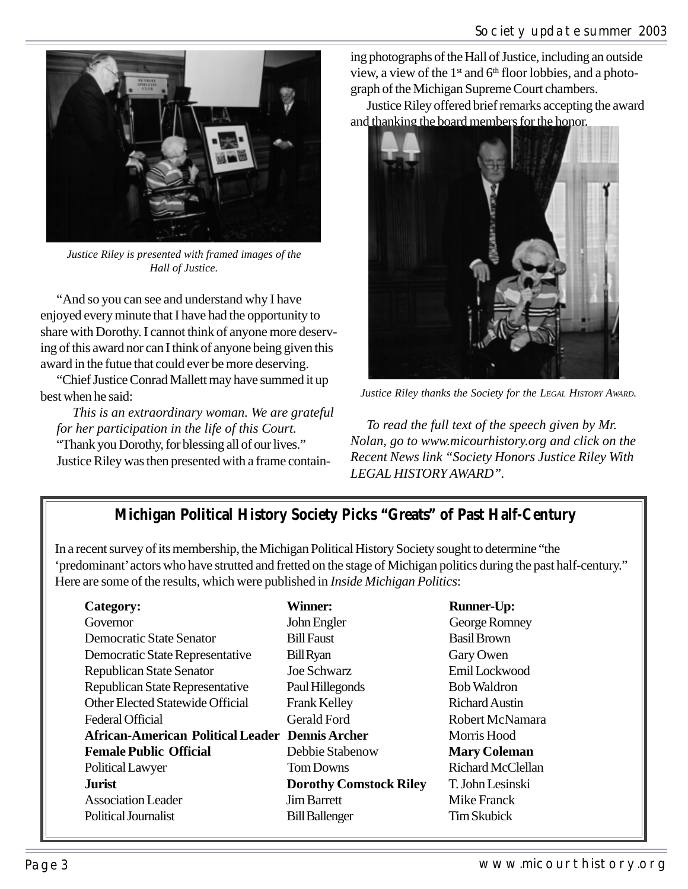*Justice Riley is presented with framed images of the Hall of Justice.*

"And so you can see and understand why I have enjoyed every minute that I have had the opportunity to share with Dorothy. I cannot think of anyone more deserving of this award nor can I think of anyone being given this award in the futue that could ever be more deserving.

"Chief Justice Conrad Mallett may have summed it up best when he said:

*This is an extraordinary woman. We are grateful for her participation in the life of this Court.*

"Thank you Dorothy, for blessing all of our lives."

Justice Riley was then presented with a frame containing photographs of the Hall of Justice, including an outside view, a view of the 1st and 6th floor lobbies, and a photograph of the Michigan Supreme Court chambers.

Justice Riley offered brief remarks accepting the award and thanking the board members for the honor.

*Justice Riley thanks the Society for the LEGAL HISTORY AWARD.*

*To read the full text of the speech given by Mr. Nolan, go to www.micourhistory.org and click on the Recent News link "Society Honors Justice Riley With LEGAL HISTORY AWARD".*

## Michigan Political History Society Picks "Greats" of Past Half-Century

In a recent survey of its membership, the Michigan Political History Society sought to determine "the 'predominant' actors who have strutted and fretted on the stage of Michigan politics during the past half-century." Here are some of the results, which were published in *Inside Michigan Politics*:

| **Category:** | **Winner:** | **Runner-Up:** |
|---|---|---|
| Governor | John Engler | George Romney |
| Democratic State Senator | Bill Faust | Basil Brown |
| Democratic State Representative | Bill Ryan | Gary Owen |
| Republican State Senator | Joe Schwarz | Emil Lockwood |
| Republican State Representative | Paul Hillegonds | Bob Waldron |
| Other Elected Statewide Official | Frank Kelley | Richard Austin |
| Federal Official | Gerald Ford | Robert McNamara |
| **African-American Political Leader** | **Dennis Archer** | Morris Hood |
| **Female Public Official** | Debbie Stabenow | **Mary Coleman** |
| Political Lawyer | Tom Downs | Richard McClellan |
| **Jurist** | **Dorothy Comstock Riley** | T. John Lesinski |
| Association Leader | Jim Barrett | Mike Franck |
| Political Journalist | Bill Ballenger | Tim Skubick |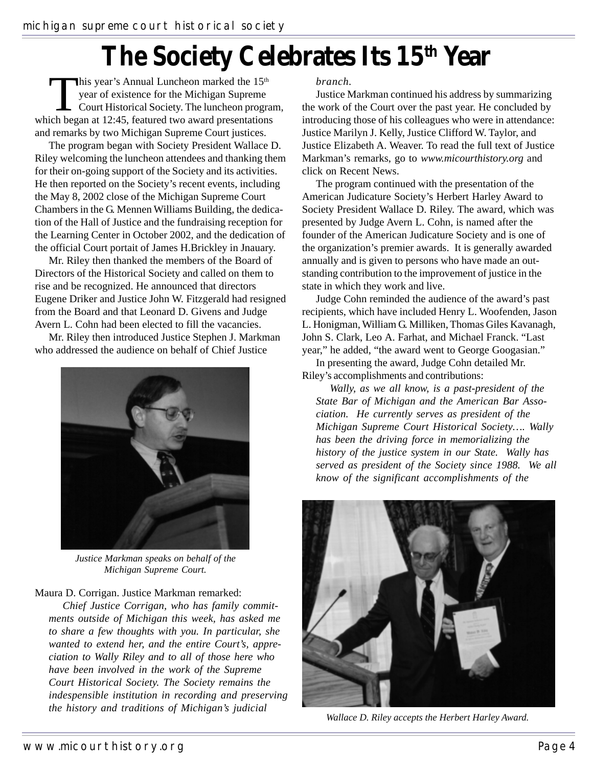# The Society Celebrates Its 15th Year

This year's Annual Luncheon marked the 15th year of existence for the Michigan Supreme Court Historical Society. The luncheon program, which began at 12:45, featured two award presentations and remarks by two Michigan Supreme Court justices.

The program began with Society President Wallace D. Riley welcoming the luncheon attendees and thanking them for their on-going support of the Society and its activities. He then reported on the Society's recent events, including the May 8, 2002 close of the Michigan Supreme Court Chambers in the G. Mennen Williams Building, the dedication of the Hall of Justice and the fundraising reception for the Learning Center in October 2002, and the dedication of the official Court portait of James H.Brickley in Jnauary.

Mr. Riley then thanked the members of the Board of Directors of the Historical Society and called on them to rise and be recognized. He announced that directors Eugene Driker and Justice John W. Fitzgerald had resigned from the Board and that Leonard D. Givens and Judge Avern L. Cohn had been elected to fill the vacancies.

Mr. Riley then introduced Justice Stephen J. Markman who addressed the audience on behalf of Chief Justice Maura D. Corrigan. Justice Markman remarked:

> *Chief Justice Corrigan, who has family commitments outside of Michigan this week, has asked me to share a few thoughts with you. In particular, she wanted to extend her, and the entire Court's, appreciation to Wally Riley and to all of those here who have been involved in the work of the Supreme Court Historical Society. The Society remains the indespensible institution in recording and preserving the history and traditions of Michigan's judicial branch.*

*Justice Markman speaks on behalf of the Michigan Supreme Court.*

Justice Markman continued his address by summarizing the work of the Court over the past year. He concluded by introducing those of his colleagues who were in attendance: Justice Marilyn J. Kelly, Justice Clifford W. Taylor, and Justice Elizabeth A. Weaver. To read the full text of Justice Markman's remarks, go to *www.micourthistory.org* and click on Recent News.

The program continued with the presentation of the American Judicature Society's Herbert Harley Award to Society President Wallace D. Riley. The award, which was presented by Judge Avern L. Cohn, is named after the founder of the American Judicature Society and is one of the organization's premier awards. It is generally awarded annually and is given to persons who have made an outstanding contribution to the improvement of justice in the state in which they work and live.

Judge Cohn reminded the audience of the award's past recipients, which have included Henry L. Woofenden, Jason L. Honigman, William G. Milliken, Thomas Giles Kavanagh, John S. Clark, Leo A. Farhat, and Michael Franck. "Last year," he added, "the award went to George Googasian."

In presenting the award, Judge Cohn detailed Mr. Riley's accomplishments and contributions:

> *Wally, as we all know, is a past-president of the State Bar of Michigan and the American Bar Association. He currently serves as president of the Michigan Supreme Court Historical Society…. Wally has been the driving force in memorializing the history of the justice system in our State. Wally has served as president of the Society since 1988. We all know of the significant accomplishments of the*

*Wallace D. Riley accepts the Herbert Harley Award.*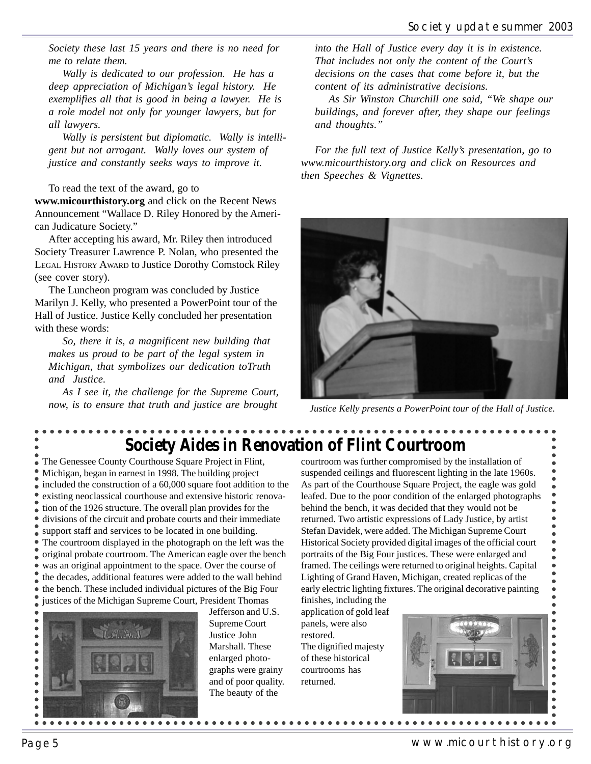*Society these last 15 years and there is no need for me to relate them.*

*Wally is dedicated to our profession. He has a deep appreciation of Michigan's legal history. He exemplifies all that is good in being a lawyer. He is a role model not only for younger lawyers, but for all lawyers.*

*Wally is persistent but diplomatic. Wally is intelligent but not arrogant. Wally loves our system of justice and constantly seeks ways to improve it.*

To read the text of the award, go to **www.micourthistory.org** and click on the Recent News Announcement "Wallace D. Riley Honored by the American Judicature Society."

After accepting his award, Mr. Riley then introduced Society Treasurer Lawrence P. Nolan, who presented the LEGAL HISTORY AWARD to Justice Dorothy Comstock Riley (see cover story).

The Luncheon program was concluded by Justice Marilyn J. Kelly, who presented a PowerPoint tour of the Hall of Justice. Justice Kelly concluded her presentation with these words:

*So, there it is, a magnificent new building that makes us proud to be part of the legal system in Michigan, that symbolizes our dedication toTruth and Justice.*

*As I see it, the challenge for the Supreme Court, now, is to ensure that truth and justice are brought into the Hall of Justice every day it is in existence. That includes not only the content of the Court's decisions on the cases that come before it, but the content of its administrative decisions.*

*As Sir Winston Churchill one said, "We shape our buildings, and forever after, they shape our feelings and thoughts."*

*For the full text of Justice Kelly's presentation, go to www.micourthistory.org and click on Resources and then Speeches & Vignettes.*

*Justice Kelly presents a PowerPoint tour of the Hall of Justice.*

## Society Aides in Renovation of Flint Courtroom

The Genessee County Courthouse Square Project in Flint, Michigan, began in earnest in 1998. The building project included the construction of a 60,000 square foot addition to the existing neoclassical courthouse and extensive historic renovation of the 1926 structure. The overall plan provides for the divisions of the circuit and probate courts and their immediate support staff and services to be located in one building.

The courtroom displayed in the photograph on the left was the original probate courtroom. The American eagle over the bench was an original appointment to the space. Over the course of the decades, additional features were added to the wall behind the bench. These included individual pictures of the Big Four justices of the Michigan Supreme Court, President Thomas Jefferson and U.S. Supreme Court Justice John Marshall. These enlarged photographs were grainy and of poor quality. The beauty of the courtroom was further compromised by the installation of suspended ceilings and fluorescent lighting in the late 1960s. As part of the Courthouse Square Project, the eagle was gold leafed. Due to the poor condition of the enlarged photographs behind the bench, it was decided that they would not be returned. Two artistic expressions of Lady Justice, by artist Stefan Davidek, were added. The Michigan Supreme Court Historical Society provided digital images of the official court portraits of the Big Four justices. These were enlarged and framed. The ceilings were returned to original heights. Capital Lighting of Grand Haven, Michigan, created replicas of the early electric lighting fixtures. The original decorative painting finishes, including the application of gold leaf panels, were also restored.

The dignified majesty of these historical courtrooms has returned.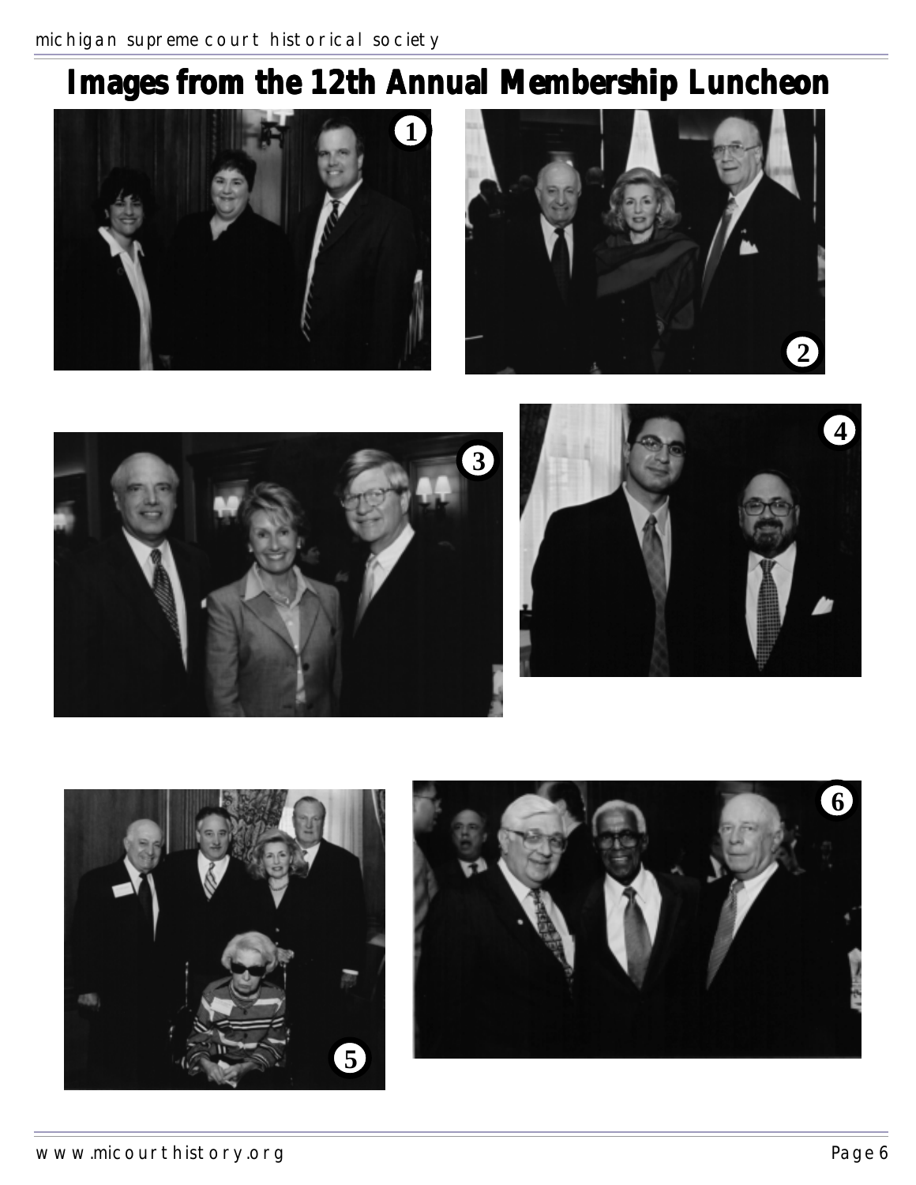# Images from the 12th Annual Membership Luncheon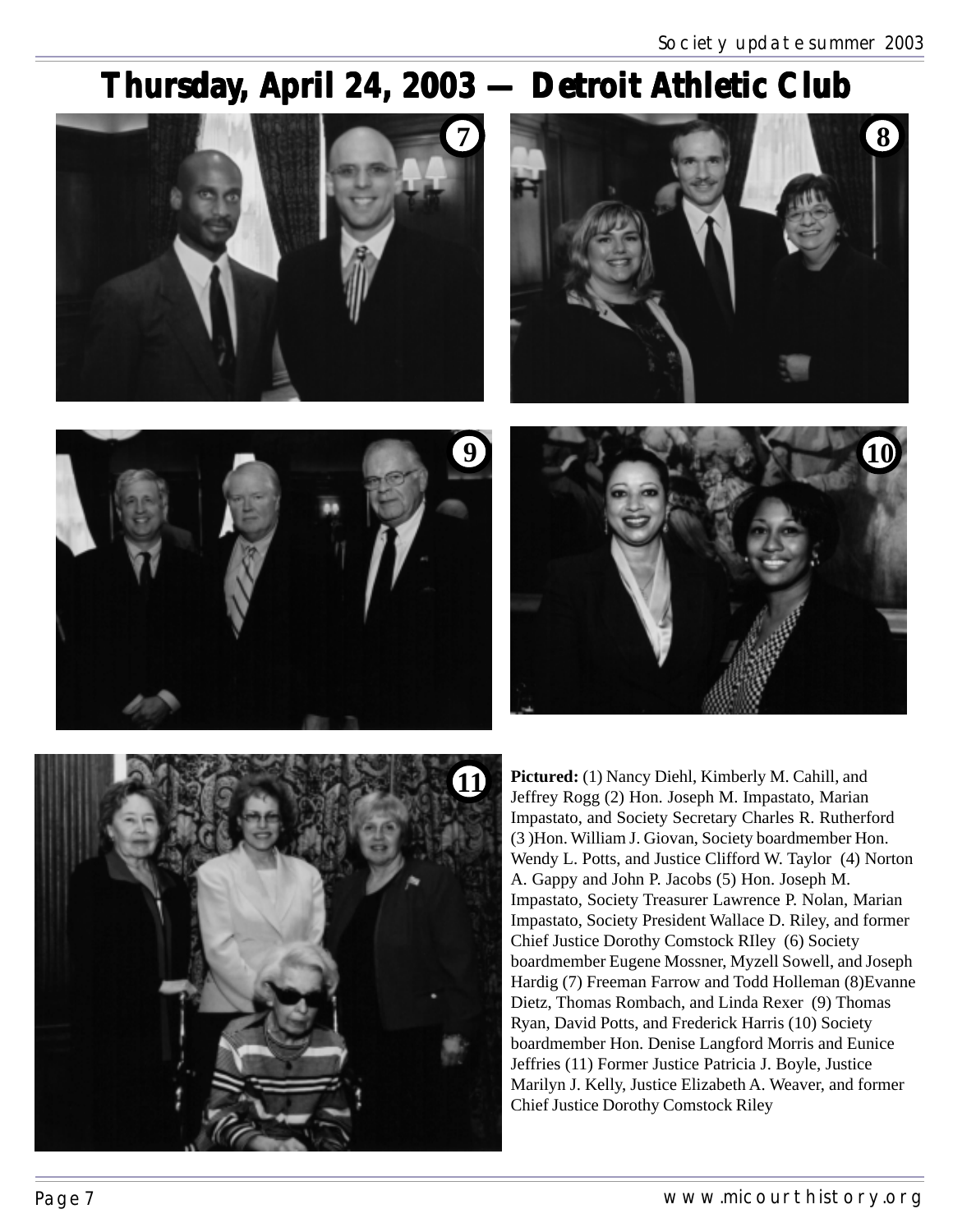# Thursday, April 24, 2003 — Detroit Athletic Club

**Pictured:** (1) Nancy Diehl, Kimberly M. Cahill, and Jeffrey Rogg (2) Hon. Joseph M. Impastato, Marian Impastato, and Society Secretary Charles R. Rutherford (3 )Hon. William J. Giovan, Society boardmember Hon. Wendy L. Potts, and Justice Clifford W. Taylor (4) Norton A. Gappy and John P. Jacobs (5) Hon. Joseph M. Impastato, Society Treasurer Lawrence P. Nolan, Marian Impastato, Society President Wallace D. Riley, and former Chief Justice Dorothy Comstock RIley (6) Society boardmember Eugene Mossner, Myzell Sowell, and Joseph Hardig (7) Freeman Farrow and Todd Holleman (8)Evanne Dietz, Thomas Rombach, and Linda Rexer (9) Thomas Ryan, David Potts, and Frederick Harris (10) Society boardmember Hon. Denise Langford Morris and Eunice Jeffries (11) Former Justice Patricia J. Boyle, Justice Marilyn J. Kelly, Justice Elizabeth A. Weaver, and former Chief Justice Dorothy Comstock Riley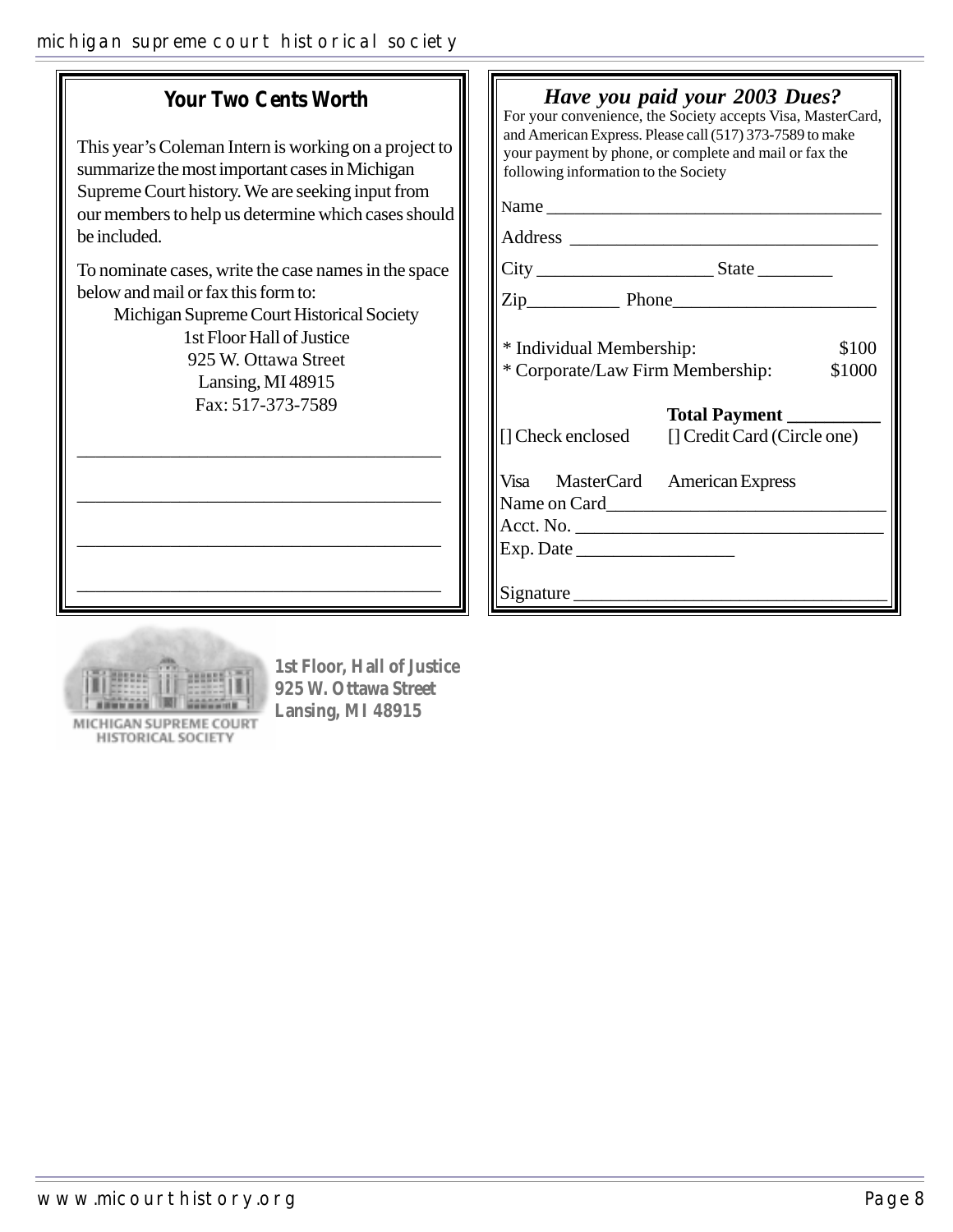## Your Two Cents Worth

This year's Coleman Intern is working on a project to summarize the most important cases in Michigan Supreme Court history. We are seeking input from our members to help us determine which cases should be included.

To nominate cases, write the case names in the space below and mail or fax this form to:

Michigan Supreme Court Historical Society
1st Floor Hall of Justice
925 W. Ottawa Street
Lansing, MI 48915
Fax: 517-373-7589

_____________________________________

_____________________________________

_____________________________________

_____________________________________

## *Have you paid your 2003 Dues?*

For your convenience, the Society accepts Visa, MasterCard, and American Express. Please call (517) 373-7589 to make your payment by phone, or complete and mail or fax the following information to the Society

Name ___________________________________

Address _______________________________

City __________________ State ________

Zip__________ Phone_____________________

| | |
|---|---|
| * Individual Membership: | $100 |
| * Corporate/Law Firm Membership: | $1000 |

**Total Payment __________**

[] Check enclosed [] Credit Card (Circle one)

Visa MasterCard American Express

Name on Card_____________________________

Acct. No. _______________________________

Exp. Date ________________

Signature _______________________________

MICHIGAN SUPREME COURT HISTORICAL SOCIETY

**1st Floor, Hall of Justice**
**925 W. Ottawa Street**
**Lansing, MI 48915**